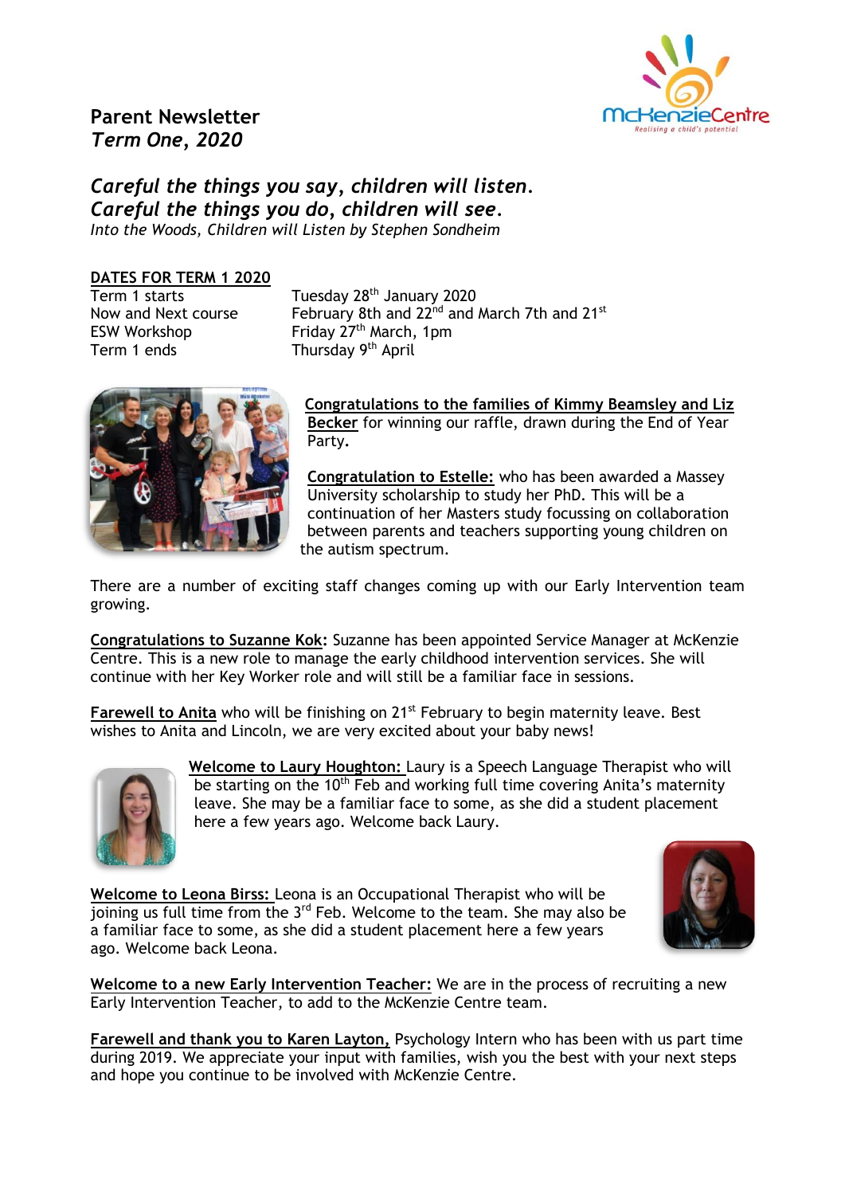**Parent Newsletter**
***Term One, 2020***

***Careful the things you say, children will listen.***
***Careful the things you do, children will see.***
*Into the Woods, Children will Listen by Stephen Sondheim*

**DATES FOR TERM 1 2020**

| | |
|---|---|
| Term 1 starts | Tuesday 28th January 2020 |
| Now and Next course | February 8th and 22nd and March 7th and 21st |
| ESW Workshop | Friday 27th March, 1pm |
| Term 1 ends | Thursday 9th April |

**Congratulations to the families of Kimmy Beamsley and Liz Becker** for winning our raffle, drawn during the End of Year Party.

**Congratulation to Estelle:** who has been awarded a Massey University scholarship to study her PhD. This will be a continuation of her Masters study focussing on collaboration between parents and teachers supporting young children on the autism spectrum.

There are a number of exciting staff changes coming up with our Early Intervention team growing.

**Congratulations to Suzanne Kok:** Suzanne has been appointed Service Manager at McKenzie Centre. This is a new role to manage the early childhood intervention services. She will continue with her Key Worker role and will still be a familiar face in sessions.

**Farewell to Anita** who will be finishing on 21st February to begin maternity leave. Best wishes to Anita and Lincoln, we are very excited about your baby news!

**Welcome to Laury Houghton:** Laury is a Speech Language Therapist who will be starting on the 10th Feb and working full time covering Anita's maternity leave. She may be a familiar face to some, as she did a student placement here a few years ago. Welcome back Laury.

**Welcome to Leona Birss:** Leona is an Occupational Therapist who will be joining us full time from the 3rd Feb. Welcome to the team. She may also be a familiar face to some, as she did a student placement here a few years ago. Welcome back Leona.

**Welcome to a new Early Intervention Teacher:** We are in the process of recruiting a new Early Intervention Teacher, to add to the McKenzie Centre team.

**Farewell and thank you to Karen Layton,** Psychology Intern who has been with us part time during 2019. We appreciate your input with families, wish you the best with your next steps and hope you continue to be involved with McKenzie Centre.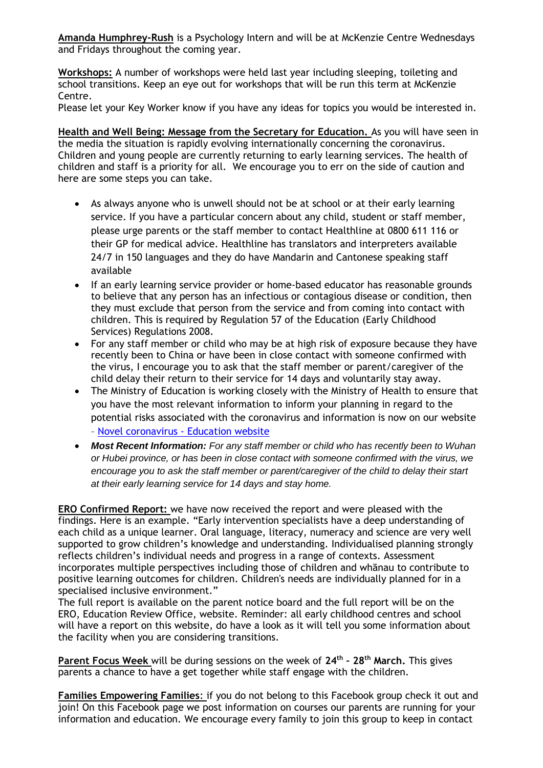**Amanda Humphrey-Rush** is a Psychology Intern and will be at McKenzie Centre Wednesdays and Fridays throughout the coming year.

**Workshops:** A number of workshops were held last year including sleeping, toileting and school transitions. Keep an eye out for workshops that will be run this term at McKenzie Centre.
Please let your Key Worker know if you have any ideas for topics you would be interested in.

**Health and Well Being: Message from the Secretary for Education.** As you will have seen in the media the situation is rapidly evolving internationally concerning the coronavirus. Children and young people are currently returning to early learning services. The health of children and staff is a priority for all. We encourage you to err on the side of caution and here are some steps you can take.

- As always anyone who is unwell should not be at school or at their early learning service. If you have a particular concern about any child, student or staff member, please urge parents or the staff member to contact Healthline at 0800 611 116 or their GP for medical advice. Healthline has translators and interpreters available 24/7 in 150 languages and they do have Mandarin and Cantonese speaking staff available
- If an early learning service provider or home-based educator has reasonable grounds to believe that any person has an infectious or contagious disease or condition, then they must exclude that person from the service and from coming into contact with children. This is required by Regulation 57 of the Education (Early Childhood Services) Regulations 2008.
- For any staff member or child who may be at high risk of exposure because they have recently been to China or have been in close contact with someone confirmed with the virus, I encourage you to ask that the staff member or parent/caregiver of the child delay their return to their service for 14 days and voluntarily stay away.
- The Ministry of Education is working closely with the Ministry of Health to ensure that you have the most relevant information to inform your planning in regard to the potential risks associated with the coronavirus and information is now on our website – Novel coronavirus - Education website
- ***Most Recent Information:*** *For any staff member or child who has recently been to Wuhan or Hubei province, or has been in close contact with someone confirmed with the virus, we encourage you to ask the staff member or parent/caregiver of the child to delay their start at their early learning service for 14 days and stay home.*

**ERO Confirmed Report:** we have now received the report and were pleased with the findings. Here is an example. "Early intervention specialists have a deep understanding of each child as a unique learner. Oral language, literacy, numeracy and science are very well supported to grow children's knowledge and understanding. Individualised planning strongly reflects children's individual needs and progress in a range of contexts. Assessment incorporates multiple perspectives including those of children and whānau to contribute to positive learning outcomes for children. Children's needs are individually planned for in a specialised inclusive environment."
The full report is available on the parent notice board and the full report will be on the ERO, Education Review Office, website. Reminder: all early childhood centres and school will have a report on this website, do have a look as it will tell you some information about the facility when you are considering transitions.

**Parent Focus Week** will be during sessions on the week of **24th – 28th March.** This gives parents a chance to have a get together while staff engage with the children.

**Families Empowering Families**: if you do not belong to this Facebook group check it out and join! On this Facebook page we post information on courses our parents are running for your information and education. We encourage every family to join this group to keep in contact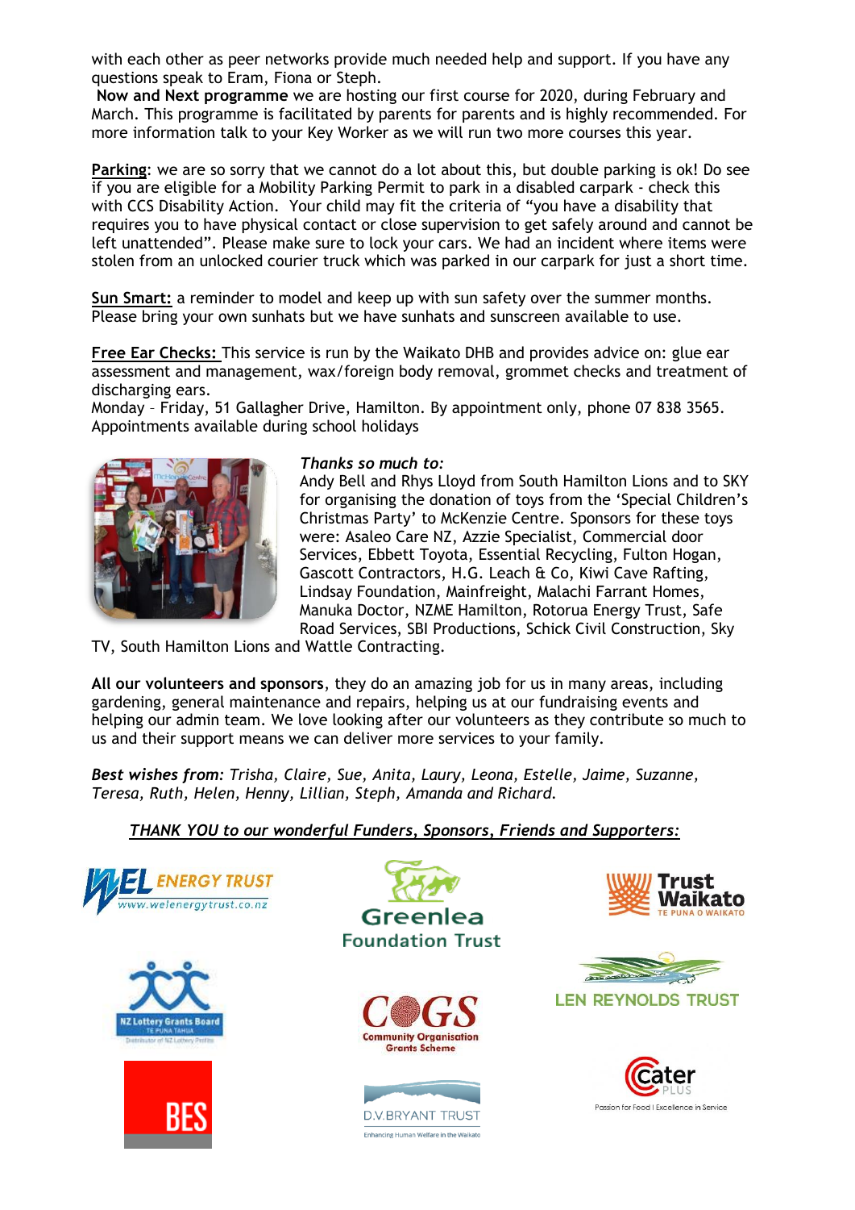with each other as peer networks provide much needed help and support. If you have any questions speak to Eram, Fiona or Steph.

**Now and Next programme** we are hosting our first course for 2020, during February and March. This programme is facilitated by parents for parents and is highly recommended. For more information talk to your Key Worker as we will run two more courses this year.

**Parking**: we are so sorry that we cannot do a lot about this, but double parking is ok! Do see if you are eligible for a Mobility Parking Permit to park in a disabled carpark - check this with CCS Disability Action. Your child may fit the criteria of "you have a disability that requires you to have physical contact or close supervision to get safely around and cannot be left unattended". Please make sure to lock your cars. We had an incident where items were stolen from an unlocked courier truck which was parked in our carpark for just a short time.

**Sun Smart:** a reminder to model and keep up with sun safety over the summer months. Please bring your own sunhats but we have sunhats and sunscreen available to use.

**Free Ear Checks:** This service is run by the Waikato DHB and provides advice on: glue ear assessment and management, wax/foreign body removal, grommet checks and treatment of discharging ears.
Monday – Friday, 51 Gallagher Drive, Hamilton. By appointment only, phone 07 838 3565. Appointments available during school holidays

***Thanks so much to:***
Andy Bell and Rhys Lloyd from South Hamilton Lions and to SKY for organising the donation of toys from the 'Special Children's Christmas Party' to McKenzie Centre. Sponsors for these toys were: Asaleo Care NZ, Azzie Specialist, Commercial door Services, Ebbett Toyota, Essential Recycling, Fulton Hogan, Gascott Contractors, H.G. Leach & Co, Kiwi Cave Rafting, Lindsay Foundation, Mainfreight, Malachi Farrant Homes, Manuka Doctor, NZME Hamilton, Rotorua Energy Trust, Safe Road Services, SBI Productions, Schick Civil Construction, Sky TV, South Hamilton Lions and Wattle Contracting.

**All our volunteers and sponsors**, they do an amazing job for us in many areas, including gardening, general maintenance and repairs, helping us at our fundraising events and helping our admin team. We love looking after our volunteers as they contribute so much to us and their support means we can deliver more services to your family.

***Best wishes from:*** *Trisha, Claire, Sue, Anita, Laury, Leona, Estelle, Jaime, Suzanne, Teresa, Ruth, Helen, Henny, Lillian, Steph, Amanda and Richard.*

***THANK YOU to our wonderful Funders, Sponsors, Friends and Supporters:***

WEL Energy Trust – www.welenergytrust.co.nz
Greenlea Foundation Trust
Trust Waikato – Te Puna o Waikato
NZ Lottery Grants Board – Te Puna Tahua
COGS – Community Organisation Grants Scheme
Len Reynolds Trust
BES
D.V. Bryant Trust – Enhancing Human Welfare in the Waikato
Cater Plus – Passion for Food | Excellence in Service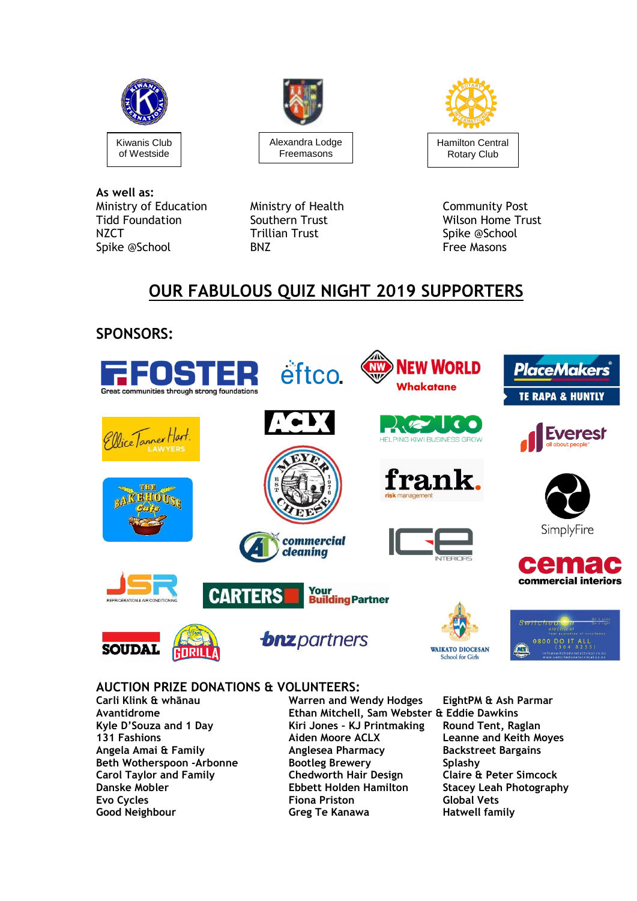Kiwanis Club of Westside

Alexandra Lodge Freemasons

Hamilton Central Rotary Club

**As well as:**

Ministry of Education
Tidd Foundation
NZCT
Spike @School

Ministry of Health
Southern Trust
Trillian Trust
BNZ

Community Post
Wilson Home Trust
Spike @School
Free Masons

## OUR FABULOUS QUIZ NIGHT 2019 SUPPORTERS

### SPONSORS:

### AUCTION PRIZE DONATIONS & VOLUNTEERS:

Carli Klink & whānau
Avantidrome
Kyle D'Souza and 1 Day
131 Fashions
Angela Amai & Family
Beth Wotherspoon -Arbonne
Carol Taylor and Family
Danske Mobler
Evo Cycles
Good Neighbour

Warren and Wendy Hodges
Ethan Mitchell, Sam Webster & Eddie Dawkins
Kiri Jones - KJ Printmaking
Aiden Moore ACLX
Anglesea Pharmacy
Bootleg Brewery
Chedworth Hair Design
Ebbett Holden Hamilton
Fiona Priston
Greg Te Kanawa

EightPM & Ash Parmar
Round Tent, Raglan
Leanne and Keith Moyes
Backstreet Bargains
Splashy
Claire & Peter Simcock
Stacey Leah Photography
Global Vets
Hatwell family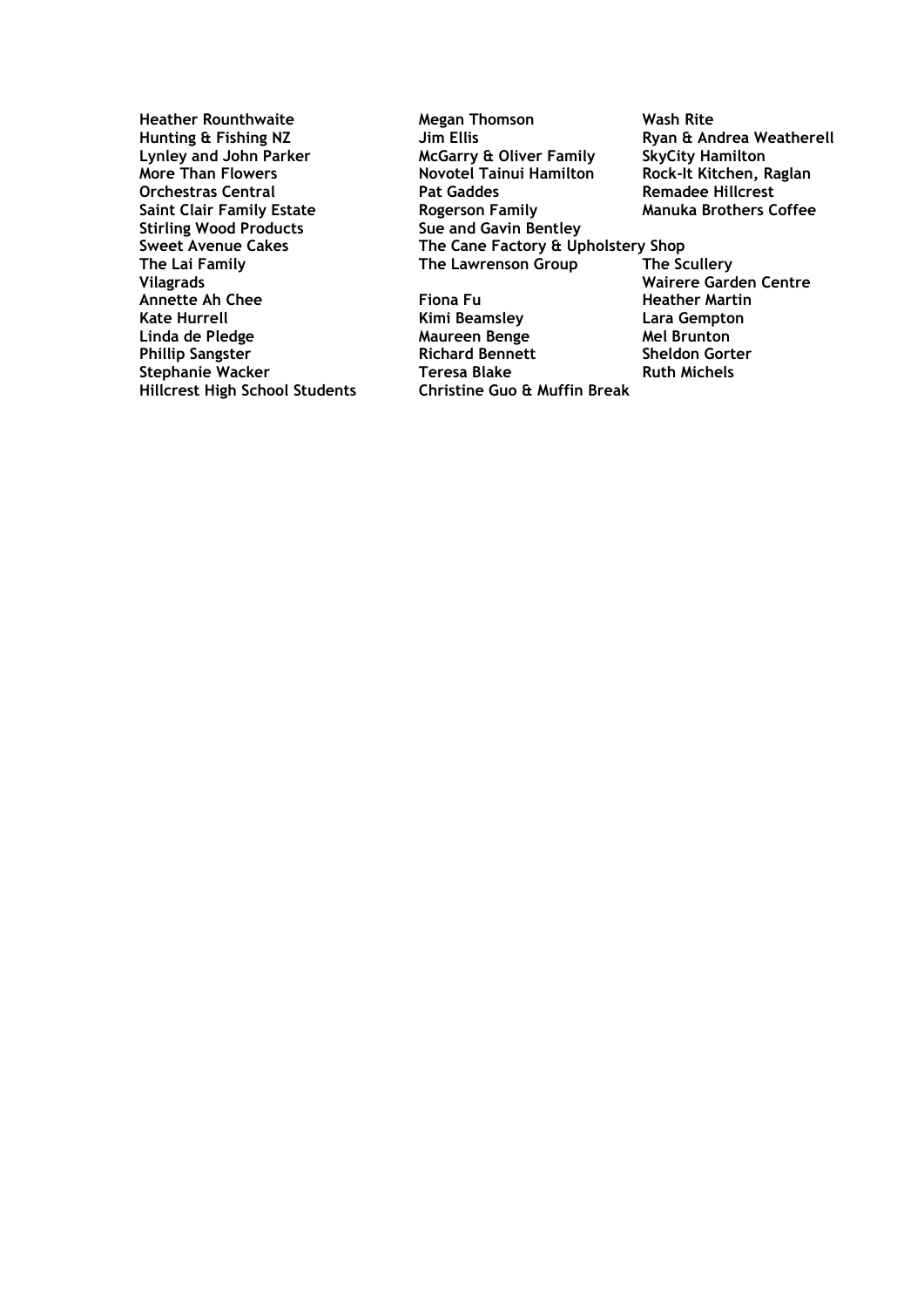**Heather Rounthwaite**
**Hunting & Fishing NZ**
**Lynley and John Parker**
**More Than Flowers**
**Orchestras Central**
**Saint Clair Family Estate**
**Stirling Wood Products**
**Sweet Avenue Cakes**
**The Lai Family**
**Vilagrads**
**Annette Ah Chee**
**Kate Hurrell**
**Linda de Pledge**
**Phillip Sangster**
**Stephanie Wacker**
**Hillcrest High School Students**

**Megan Thomson**
**Jim Ellis**
**McGarry & Oliver Family**
**Novotel Tainui Hamilton**
**Pat Gaddes**
**Rogerson Family**
**Sue and Gavin Bentley**
**The Cane Factory & Upholstery Shop**
**The Lawrenson Group**
**Fiona Fu**
**Kimi Beamsley**
**Maureen Benge**
**Richard Bennett**
**Teresa Blake**
**Christine Guo & Muffin Break**

**Wash Rite**
**Ryan & Andrea Weatherell**
**SkyCity Hamilton**
**Rock-It Kitchen, Raglan**
**Remadee Hillcrest**
**Manuka Brothers Coffee**
**The Scullery**
**Wairere Garden Centre**
**Heather Martin**
**Lara Gempton**
**Mel Brunton**
**Sheldon Gorter**
**Ruth Michels**